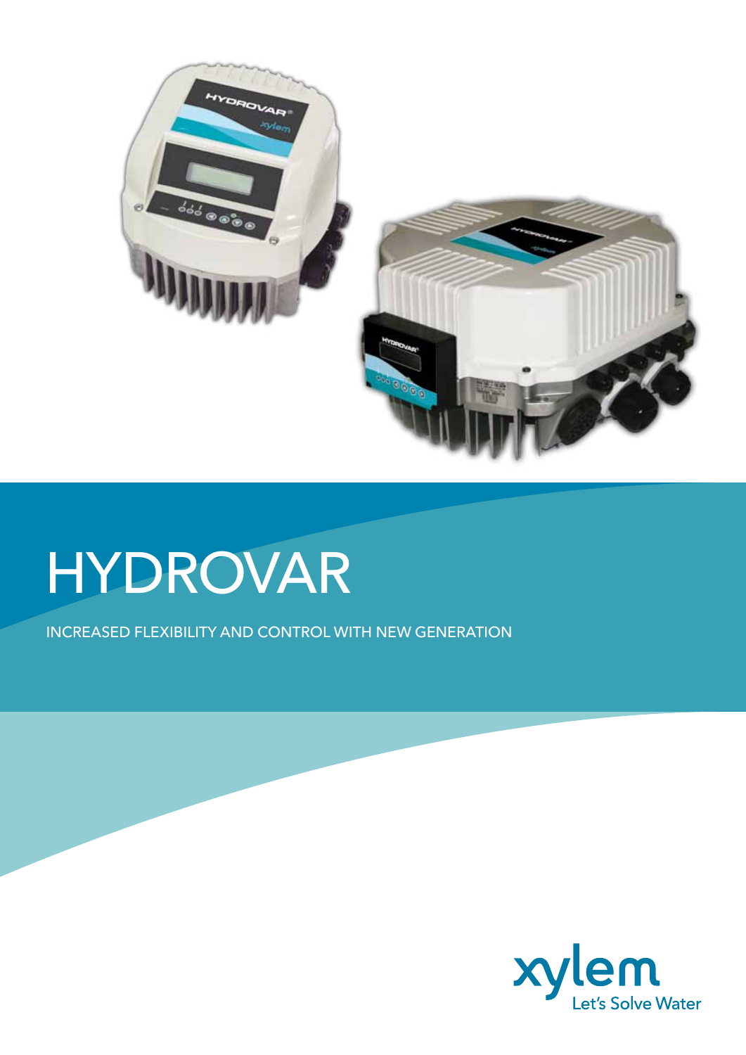# HYDROVAR

INCREASED FLEXIBILITY AND CONTROL WITH NEW GENERATION

xylem
Let's Solve Water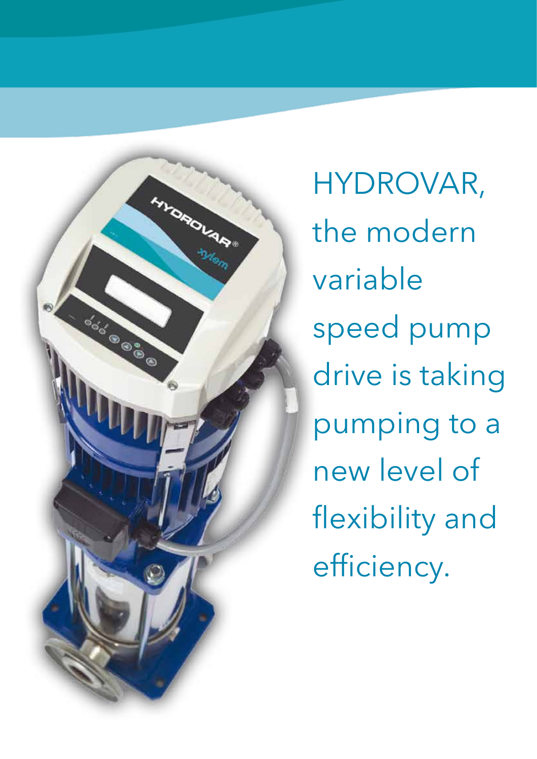HYDROVAR, the modern variable speed pump drive is taking pumping to a new level of flexibility and efficiency.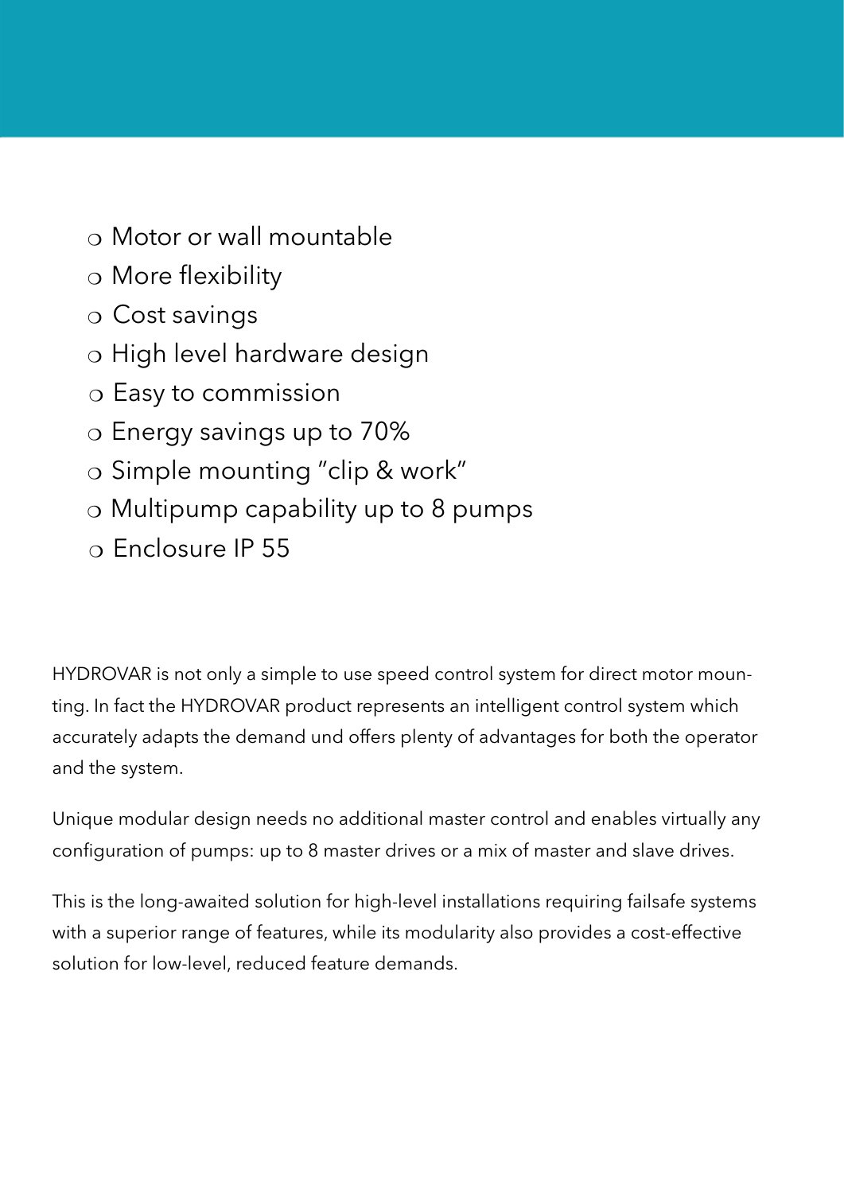- Motor or wall mountable
- More flexibility
- Cost savings
- High level hardware design
- Easy to commission
- Energy savings up to 70%
- Simple mounting "clip & work"
- Multipump capability up to 8 pumps
- Enclosure IP 55

HYDROVAR is not only a simple to use speed control system for direct motor mounting. In fact the HYDROVAR product represents an intelligent control system which accurately adapts the demand und offers plenty of advantages for both the operator and the system.

Unique modular design needs no additional master control and enables virtually any configuration of pumps: up to 8 master drives or a mix of master and slave drives.

This is the long-awaited solution for high-level installations requiring failsafe systems with a superior range of features, while its modularity also provides a cost-effective solution for low-level, reduced feature demands.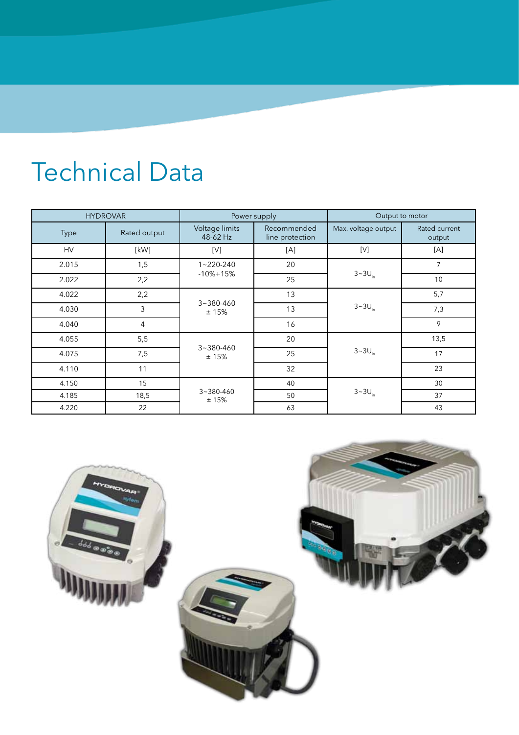# Technical Data

| HYDROVAR | | Power supply | | Output to motor | |
|---|---|---|---|---|---|
| Type | Rated output | Voltage limits 48-62 Hz | Recommended line protection | Max. voltage output | Rated current output |
| HV | [kW] | [V] | [A] | [V] | [A] |
| 2.015 | 1,5 | 1~220-240 -10%+15% | 20 | $3\sim3U_{in}$ | 7 |
| 2.022 | 2,2 | | 25 | | 10 |
| 4.022 | 2,2 | 3~380-460 ± 15% | 13 | $3\sim3U_{in}$ | 5,7 |
| 4.030 | 3 | | 13 | | 7,3 |
| 4.040 | 4 | | 16 | | 9 |
| 4.055 | 5,5 | 3~380-460 ± 15% | 20 | $3\sim3U_{in}$ | 13,5 |
| 4.075 | 7,5 | | 25 | | 17 |
| 4.110 | 11 | | 32 | | 23 |
| 4.150 | 15 | 3~380-460 ± 15% | 40 | $3\sim3U_{in}$ | 30 |
| 4.185 | 18,5 | | 50 | | 37 |
| 4.220 | 22 | | 63 | | 43 |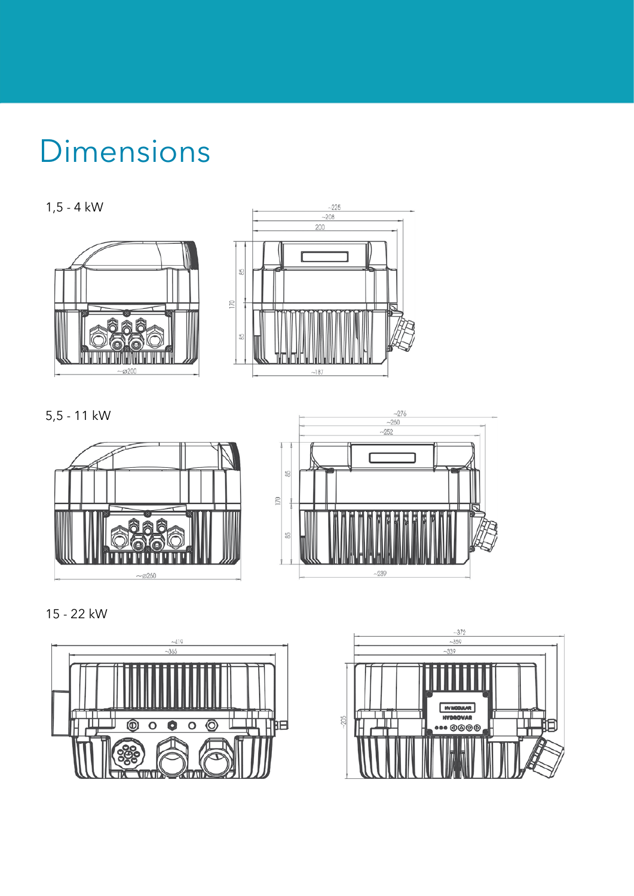# Dimensions

1,5 - 4 kW

~225
~208
200
85
170
85
~ø200
~187

5,5 - 11 kW

~276
~260
~252
85
170
85
~ø260
~239

15 - 22 kW

~419
~365
~372
~359
~339
~205
HV MODULAR
HYDROVAR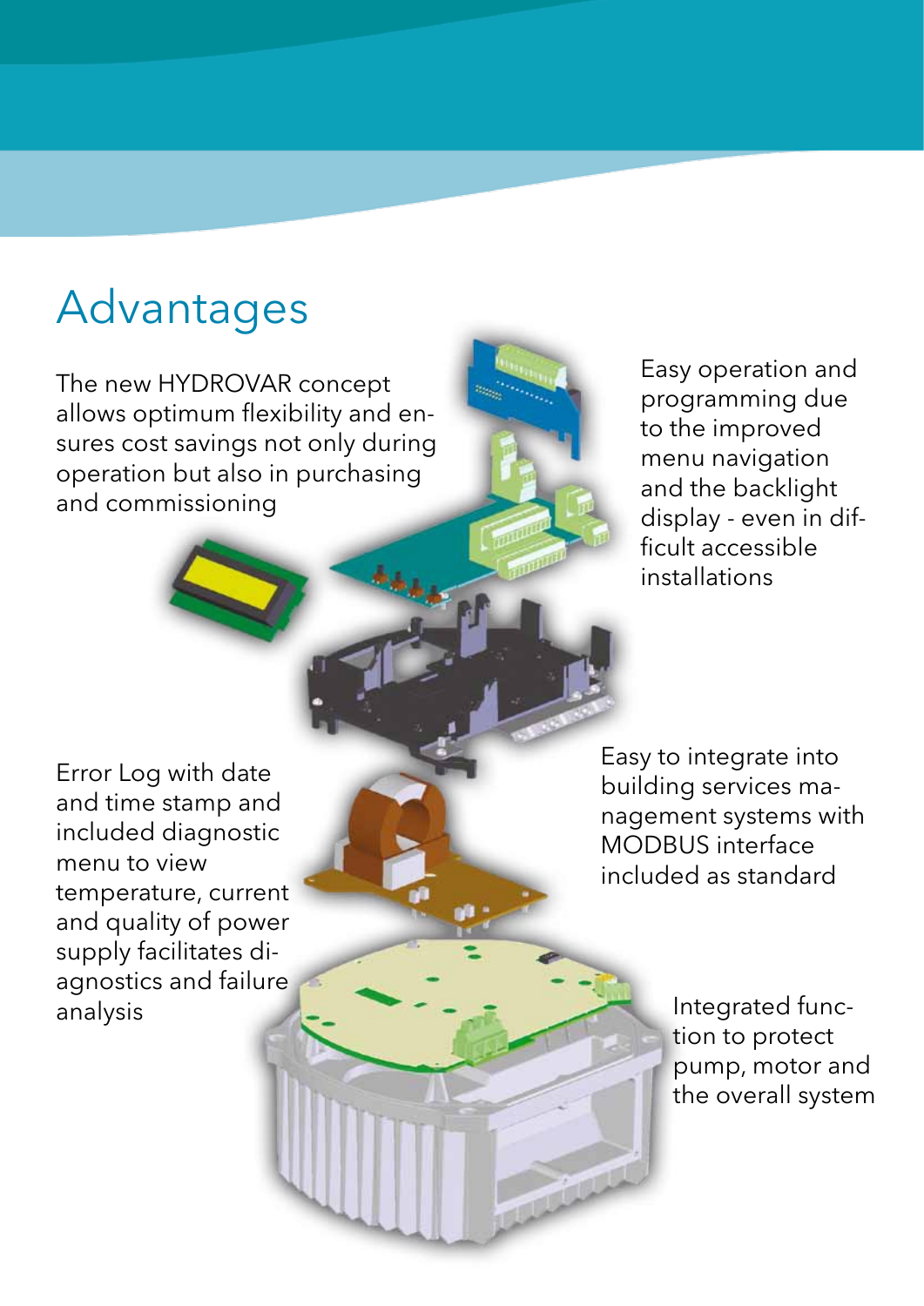# Advantages

The new HYDROVAR concept allows optimum flexibility and ensures cost savings not only during operation but also in purchasing and commissioning

Easy operation and programming due to the improved menu navigation and the backlight display - even in difficult accessible installations

Error Log with date and time stamp and included diagnostic menu to view temperature, current and quality of power supply facilitates diagnostics and failure analysis

Easy to integrate into building services management systems with MODBUS interface included as standard

Integrated function to protect pump, motor and the overall system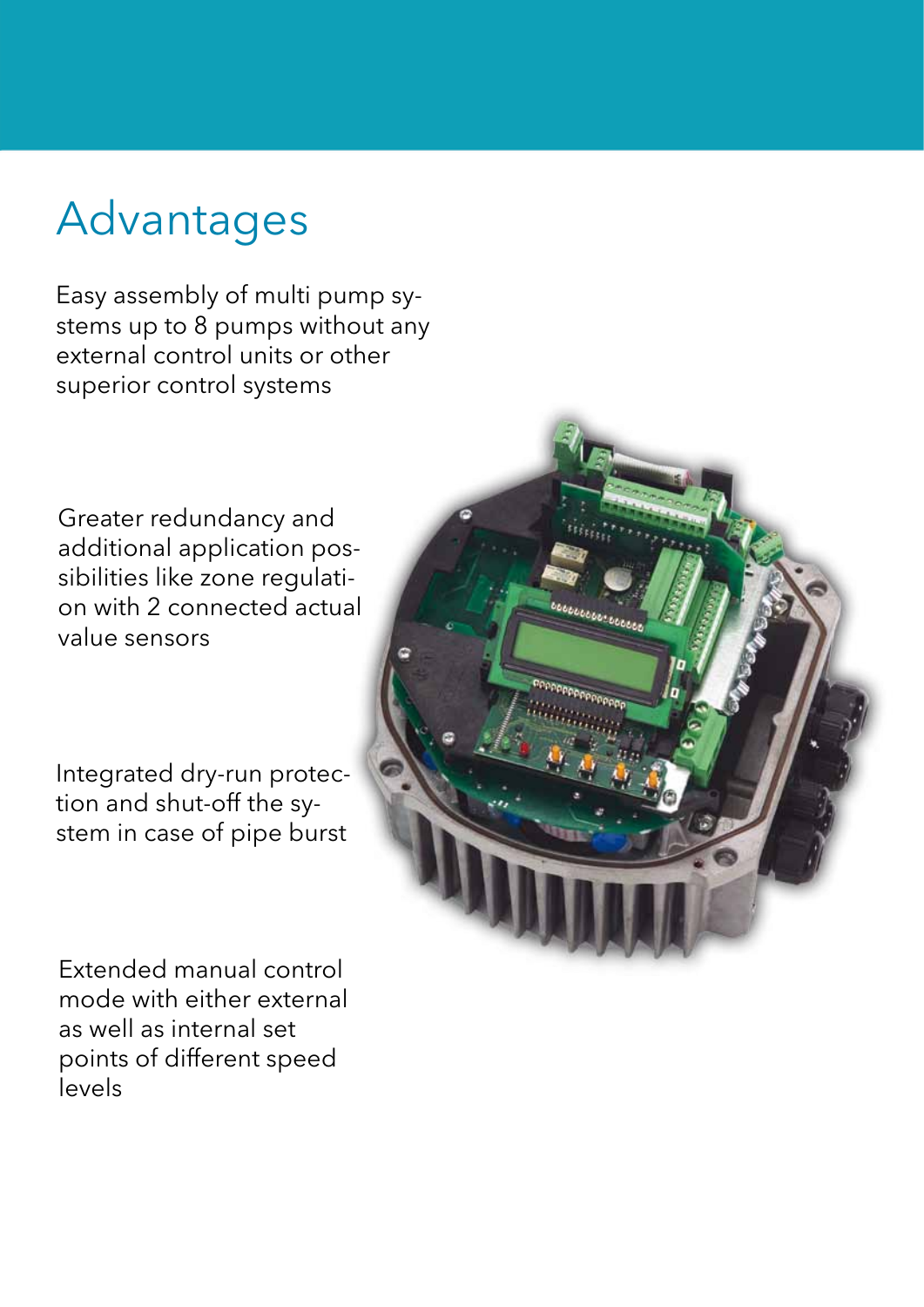# Advantages

Easy assembly of multi pump systems up to 8 pumps without any external control units or other superior control systems

Greater redundancy and additional application possibilities like zone regulation with 2 connected actual value sensors

Integrated dry-run protection and shut-off the system in case of pipe burst

Extended manual control mode with either external as well as internal set points of different speed levels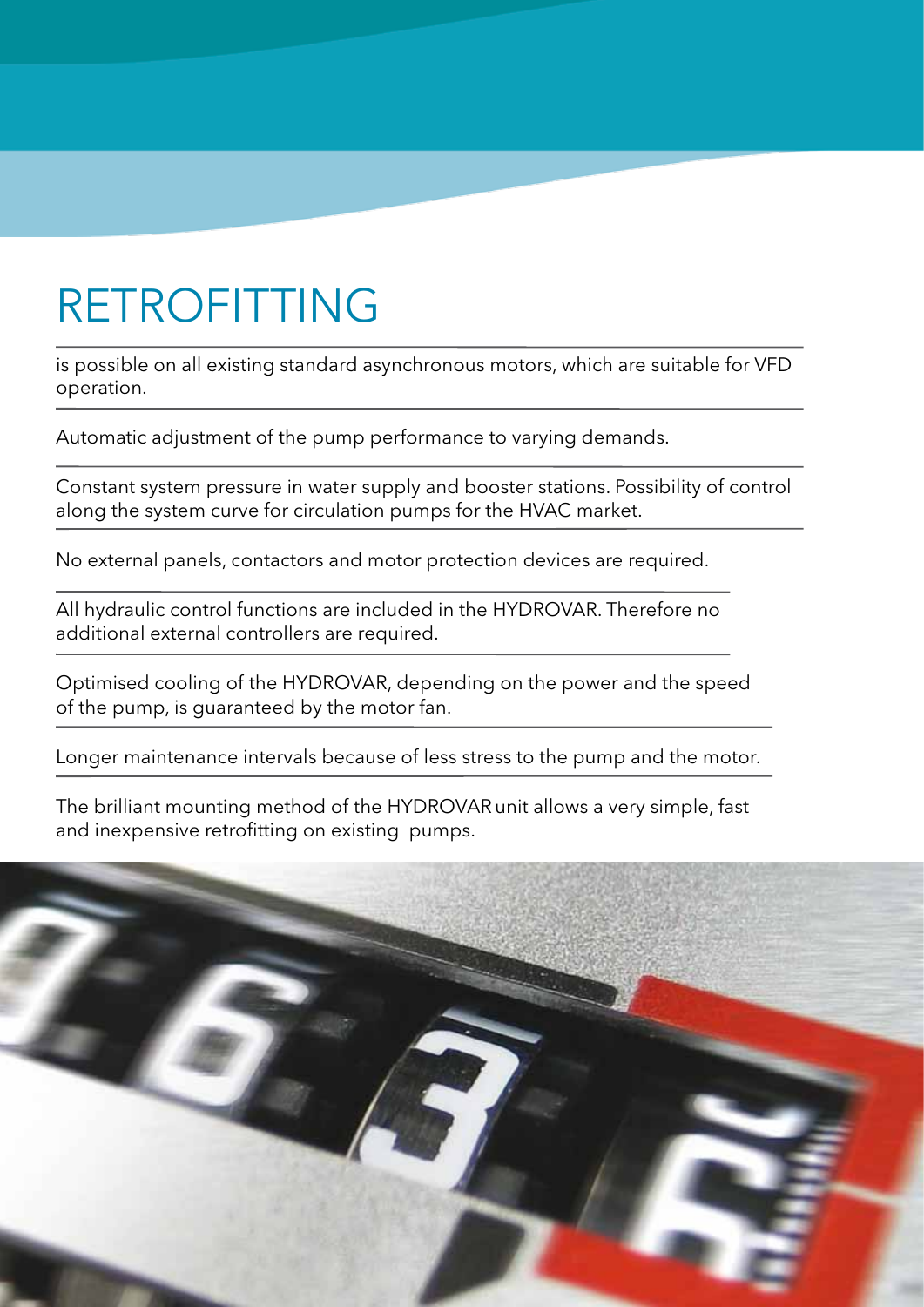# RETROFITTING

is possible on all existing standard asynchronous motors, which are suitable for VFD operation.

Automatic adjustment of the pump performance to varying demands.

Constant system pressure in water supply and booster stations. Possibility of control along the system curve for circulation pumps for the HVAC market.

No external panels, contactors and motor protection devices are required.

All hydraulic control functions are included in the HYDROVAR. Therefore no additional external controllers are required.

Optimised cooling of the HYDROVAR, depending on the power and the speed of the pump, is guaranteed by the motor fan.

Longer maintenance intervals because of less stress to the pump and the motor.

The brilliant mounting method of the HYDROVAR unit allows a very simple, fast and inexpensive retrofitting on existing pumps.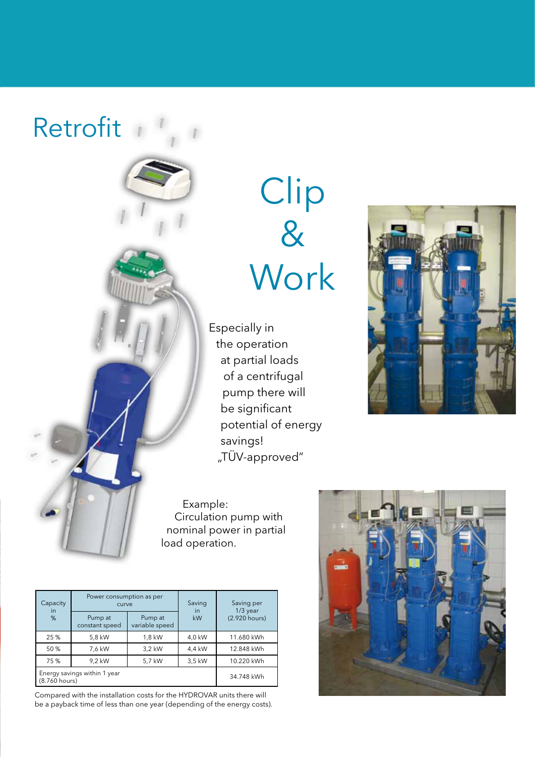# Retrofit

# Clip & Work

Especially in the operation at partial loads of a centrifugal pump there will be significant potential of energy savings! „TÜV-approved"

Example: Circulation pump with nominal power in partial load operation.

| Capacity in % | Power consumption as per curve | | Saving in kW | Saving per 1/3 year (2.920 hours) |
|---|---|---|---|---|
| | Pump at constant speed | Pump at variable speed | | |
| 25 % | 5,8 kW | 1,8 kW | 4,0 kW | 11.680 kWh |
| 50 % | 7,6 kW | 3,2 kW | 4,4 kW | 12.848 kWh |
| 75 % | 9,2 kW | 5,7 kW | 3,5 kW | 10.220 kWh |
| Energy savings within 1 year (8.760 hours) | | | | 34.748 kWh |

Compared with the installation costs for the HYDROVAR units there will be a payback time of less than one year (depending of the energy costs).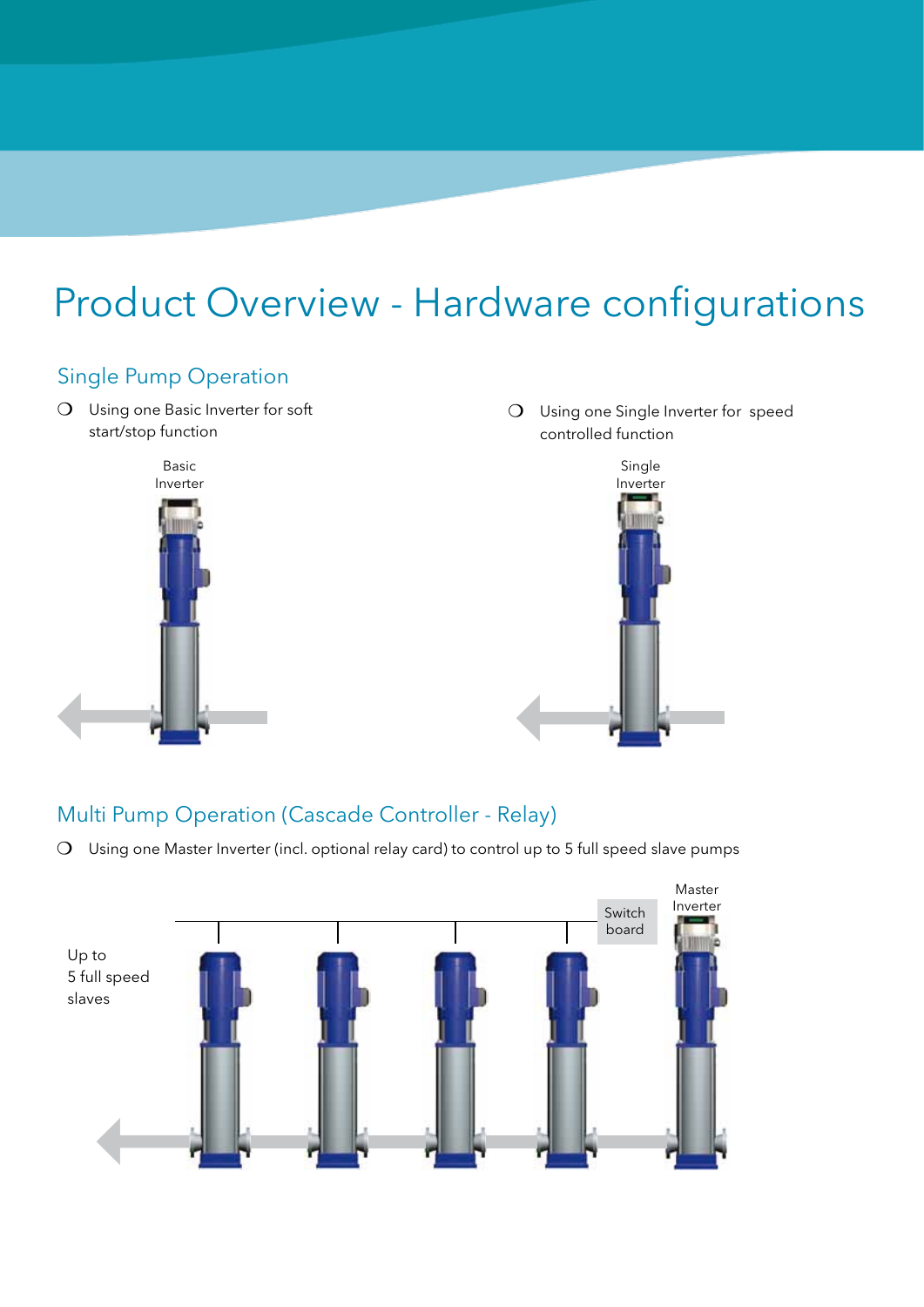# Product Overview - Hardware configurations

## Single Pump Operation

- Using one Basic Inverter for soft start/stop function

Basic Inverter

- Using one Single Inverter for speed controlled function

Single Inverter

## Multi Pump Operation (Cascade Controller - Relay)

- Using one Master Inverter (incl. optional relay card) to control up to 5 full speed slave pumps

Up to 5 full speed slaves

Switch board

Master Inverter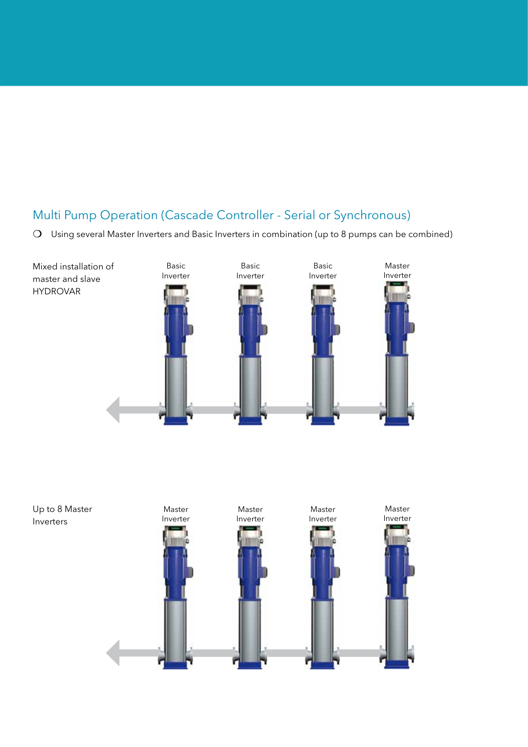## Multi Pump Operation (Cascade Controller - Serial or Synchronous)

- Using several Master Inverters and Basic Inverters in combination (up to 8 pumps can be combined)

Mixed installation of master and slave HYDROVAR

Basic Inverter

Basic Inverter

Basic Inverter

Master Inverter

Up to 8 Master Inverters

Master Inverter

Master Inverter

Master Inverter

Master Inverter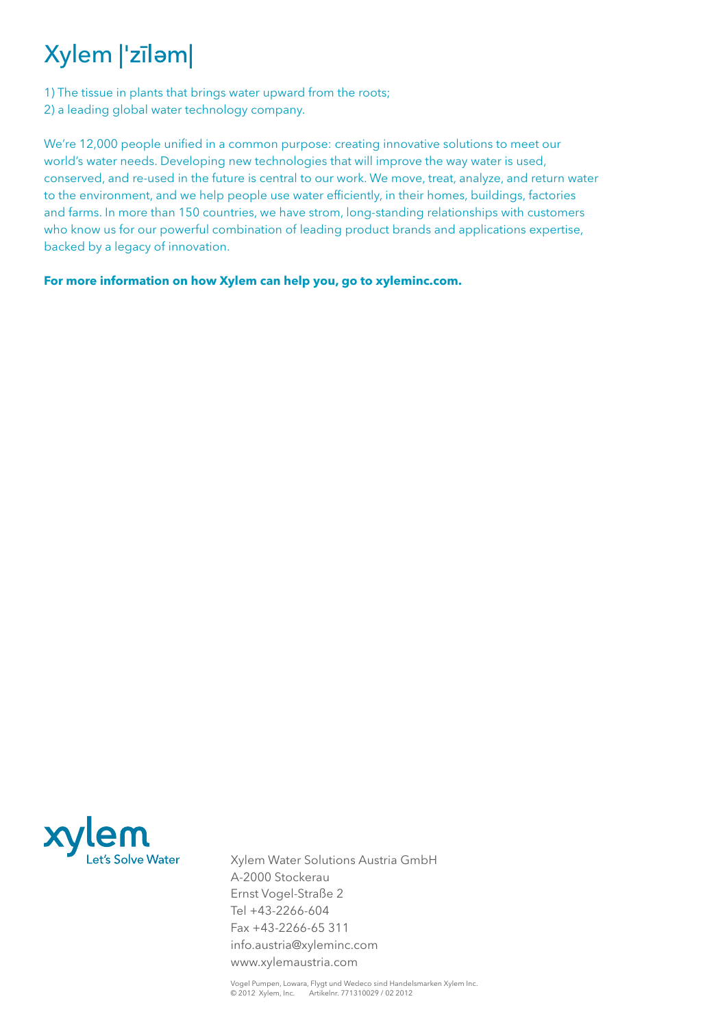# Xylem |'zīləm|

1) The tissue in plants that brings water upward from the roots;
2) a leading global water technology company.

We're 12,000 people unified in a common purpose: creating innovative solutions to meet our world's water needs. Developing new technologies that will improve the way water is used, conserved, and re-used in the future is central to our work. We move, treat, analyze, and return water to the environment, and we help people use water efficiently, in their homes, buildings, factories and farms. In more than 150 countries, we have strom, long-standing relationships with customers who know us for our powerful combination of leading product brands and applications expertise, backed by a legacy of innovation.

**For more information on how Xylem can help you, go to xyleminc.com.**

xylem
Let's Solve Water

Xylem Water Solutions Austria GmbH
A-2000 Stockerau
Ernst Vogel-Straße 2
Tel +43-2266-604
Fax +43-2266-65 311
info.austria@xyleminc.com
www.xylemaustria.com

Vogel Pumpen, Lowara, Flygt und Wedeco sind Handelsmarken Xylem Inc.
© 2012 Xylem, Inc. Artikelnr. 771310029 / 02 2012